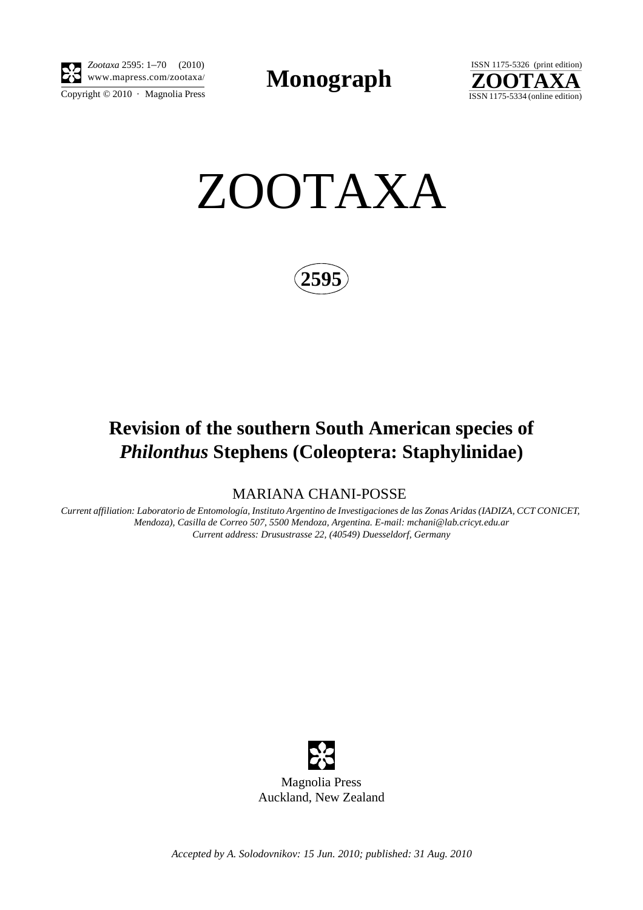**Monograph**

ISSN 1175-5326 (print edition)
**ZOOTAXA**
ISSN 1175-5334 (online edition)

Copyright © 2010 · Magnolia Press

# ZOOTAXA

**2595**

## Revision of the southern South American species of *Philonthus* Stephens (Coleoptera: Staphylinidae)

MARIANA CHANI-POSSE

*Current affiliation: Laboratorio de Entomología, Instituto Argentino de Investigaciones de las Zonas Aridas (IADIZA, CCT CONICET, Mendoza), Casilla de Correo 507, 5500 Mendoza, Argentina. E-mail: mchani@lab.cricyt.edu.ar*
*Current address: Drusustrasse 22, (40549) Duesseldorf, Germany*

Magnolia Press
Auckland, New Zealand

*Accepted by A. Solodovnikov: 15 Jun. 2010; published: 31 Aug. 2010*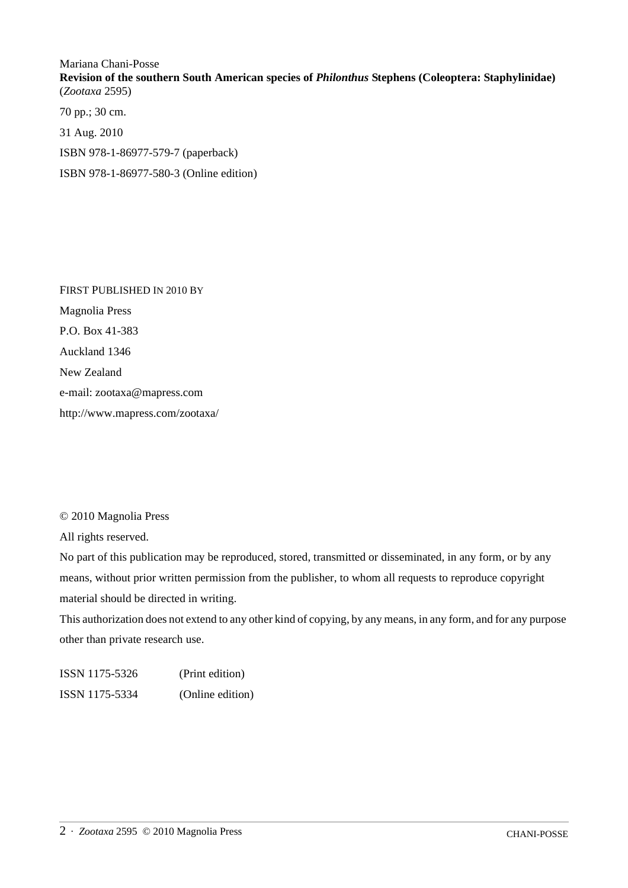Mariana Chani-Posse

**Revision of the southern South American species of *Philonthus* Stephens (Coleoptera: Staphylinidae)**

(*Zootaxa* 2595)

70 pp.; 30 cm.

31 Aug. 2010

ISBN 978-1-86977-579-7 (paperback)

ISBN 978-1-86977-580-3 (Online edition)

FIRST PUBLISHED IN 2010 BY

Magnolia Press

P.O. Box 41-383

Auckland 1346

New Zealand

e-mail: zootaxa@mapress.com

http://www.mapress.com/zootaxa/

© 2010 Magnolia Press

All rights reserved.

No part of this publication may be reproduced, stored, transmitted or disseminated, in any form, or by any means, without prior written permission from the publisher, to whom all requests to reproduce copyright material should be directed in writing.

This authorization does not extend to any other kind of copying, by any means, in any form, and for any purpose other than private research use.

ISSN 1175-5326 (Print edition)

ISSN 1175-5334 (Online edition)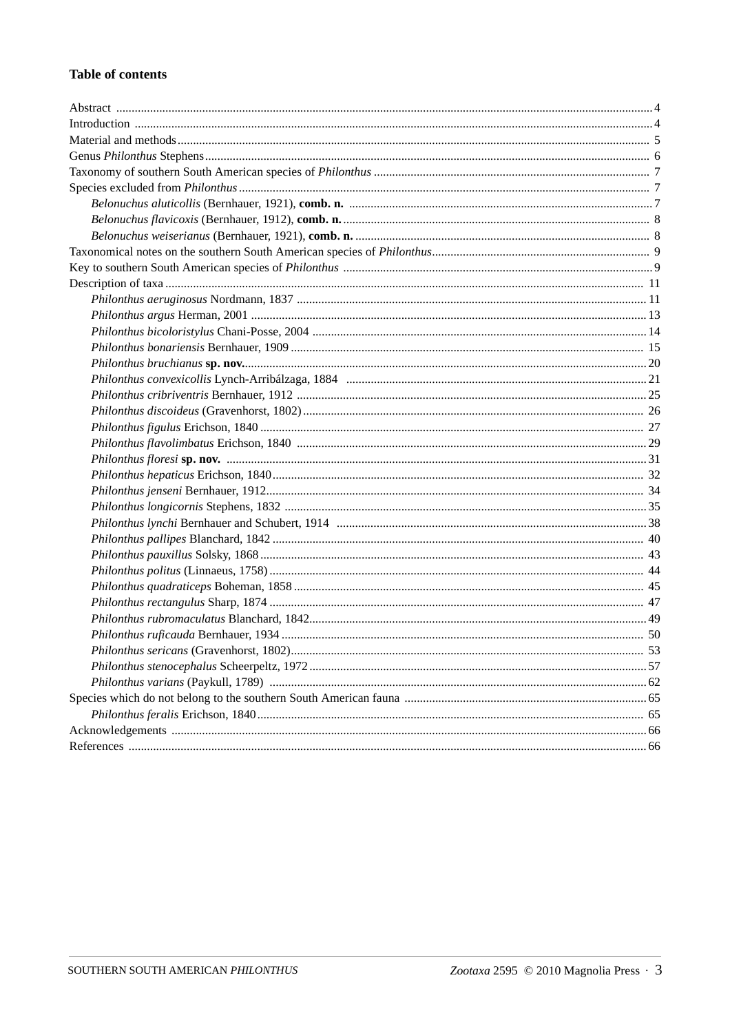## Table of contents

Abstract .......... 4
Introduction .......... 4
Material and methods .......... 5
Genus *Philonthus* Stephens .......... 6
Taxonomy of southern South American species of *Philonthus* .......... 7
Species excluded from *Philonthus* .......... 7
- *Belonuchus aluticollis* (Bernhauer, 1921), **comb. n.** .......... 7
- *Belonuchus flavicoxis* (Bernhauer, 1912), **comb. n.** .......... 8
- *Belonuchus weiserianus* (Bernhauer, 1921), **comb. n.** .......... 8

Taxonomical notes on the southern South American species of *Philonthus* .......... 9
Key to southern South American species of *Philonthus* .......... 9
Description of taxa .......... 11
- *Philonthus aeruginosus* Nordmann, 1837 .......... 11
- *Philonthus argus* Herman, 2001 .......... 13
- *Philonthus bicoloristylus* Chani-Posse, 2004 .......... 14
- *Philonthus bonariensis* Bernhauer, 1909 .......... 15
- *Philonthus bruchianus* **sp. nov.** .......... 20
- *Philonthus convexicollis* Lynch-Arribálzaga, 1884 .......... 21
- *Philonthus cribriventris* Bernhauer, 1912 .......... 25
- *Philonthus discoideus* (Gravenhorst, 1802) .......... 26
- *Philonthus figulus* Erichson, 1840 .......... 27
- *Philonthus flavolimbatus* Erichson, 1840 .......... 29
- *Philonthus floresi* **sp. nov.** .......... 31
- *Philonthus hepaticus* Erichson, 1840 .......... 32
- *Philonthus jenseni* Bernhauer, 1912 .......... 34
- *Philonthus longicornis* Stephens, 1832 .......... 35
- *Philonthus lynchi* Bernhauer and Schubert, 1914 .......... 38
- *Philonthus pallipes* Blanchard, 1842 .......... 40
- *Philonthus pauxillus* Solsky, 1868 .......... 43
- *Philonthus politus* (Linnaeus, 1758) .......... 44
- *Philonthus quadraticeps* Boheman, 1858 .......... 45
- *Philonthus rectangulus* Sharp, 1874 .......... 47
- *Philonthus rubromaculatus* Blanchard, 1842 .......... 49
- *Philonthus ruficauda* Bernhauer, 1934 .......... 50
- *Philonthus sericans* (Gravenhorst, 1802) .......... 53
- *Philonthus stenocephalus* Scheerpeltz, 1972 .......... 57
- *Philonthus varians* (Paykull, 1789) .......... 62

Species which do not belong to the southern South American fauna .......... 65
- *Philonthus feralis* Erichson, 1840 .......... 65

Acknowledgements .......... 66
References .......... 66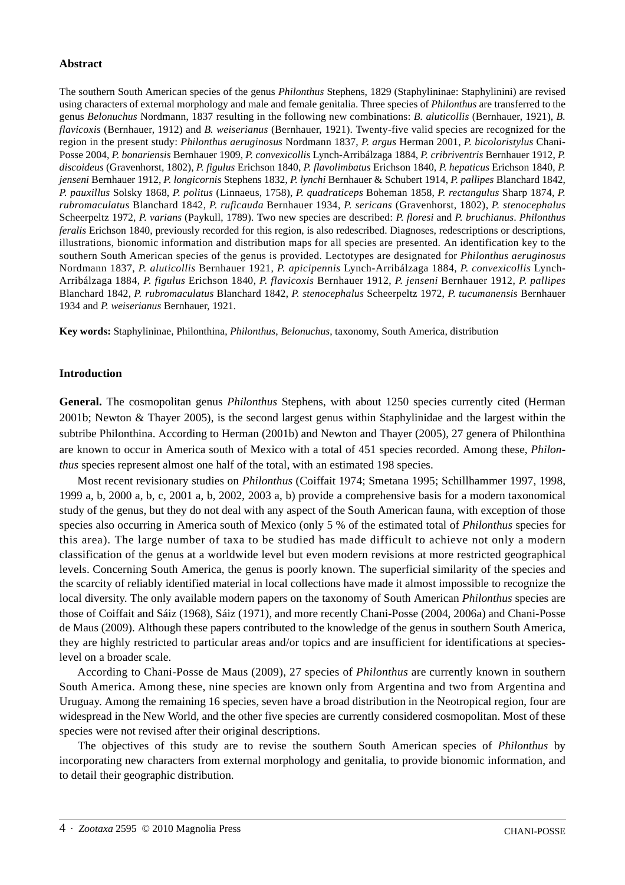## Abstract

The southern South American species of the genus *Philonthus* Stephens, 1829 (Staphylininae: Staphylinini) are revised using characters of external morphology and male and female genitalia. Three species of *Philonthus* are transferred to the genus *Belonuchus* Nordmann, 1837 resulting in the following new combinations: *B. aluticollis* (Bernhauer, 1921), *B. flavicoxis* (Bernhauer, 1912) and *B. weiserianus* (Bernhauer, 1921). Twenty-five valid species are recognized for the region in the present study: *Philonthus aeruginosus* Nordmann 1837, *P. argus* Herman 2001, *P. bicoloristylus* Chani-Posse 2004, *P. bonariensis* Bernhauer 1909, *P. convexicollis* Lynch-Arribálzaga 1884, *P. cribriventris* Bernhauer 1912, *P. discoideus* (Gravenhorst, 1802), *P. figulus* Erichson 1840, *P. flavolimbatus* Erichson 1840, *P. hepaticus* Erichson 1840, *P. jenseni* Bernhauer 1912, *P. longicornis* Stephens 1832, *P. lynchi* Bernhauer & Schubert 1914, *P. pallipes* Blanchard 1842, *P. pauxillus* Solsky 1868, *P. politus* (Linnaeus, 1758), *P. quadraticeps* Boheman 1858, *P. rectangulus* Sharp 1874, *P. rubromaculatus* Blanchard 1842, *P. ruficauda* Bernhauer 1934, *P. sericans* (Gravenhorst, 1802), *P. stenocephalus* Scheerpeltz 1972, *P. varians* (Paykull, 1789). Two new species are described: *P. floresi* and *P. bruchianus*. *Philonthus feralis* Erichson 1840, previously recorded for this region, is also redescribed. Diagnoses, redescriptions or descriptions, illustrations, bionomic information and distribution maps for all species are presented. An identification key to the southern South American species of the genus is provided. Lectotypes are designated for *Philonthus aeruginosus* Nordmann 1837, *P. aluticollis* Bernhauer 1921, *P. apicipennis* Lynch-Arribálzaga 1884, *P. convexicollis* Lynch-Arribálzaga 1884, *P. figulus* Erichson 1840, *P. flavicoxis* Bernhauer 1912, *P. jenseni* Bernhauer 1912, *P. pallipes* Blanchard 1842, *P. rubromaculatus* Blanchard 1842, *P. stenocephalus* Scheerpeltz 1972, *P. tucumanensis* Bernhauer 1934 and *P. weiserianus* Bernhauer, 1921.

**Key words:** Staphylininae, Philonthina, *Philonthus*, *Belonuchus*, taxonomy, South America, distribution

## Introduction

**General.** The cosmopolitan genus *Philonthus* Stephens, with about 1250 species currently cited (Herman 2001b; Newton & Thayer 2005), is the second largest genus within Staphylinidae and the largest within the subtribe Philonthina. According to Herman (2001b) and Newton and Thayer (2005), 27 genera of Philonthina are known to occur in America south of Mexico with a total of 451 species recorded. Among these, *Philonthus* species represent almost one half of the total, with an estimated 198 species.

Most recent revisionary studies on *Philonthus* (Coiffait 1974; Smetana 1995; Schillhammer 1997, 1998, 1999 a, b, 2000 a, b, c, 2001 a, b, 2002, 2003 a, b) provide a comprehensive basis for a modern taxonomical study of the genus, but they do not deal with any aspect of the South American fauna, with exception of those species also occurring in America south of Mexico (only 5 % of the estimated total of *Philonthus* species for this area). The large number of taxa to be studied has made difficult to achieve not only a modern classification of the genus at a worldwide level but even modern revisions at more restricted geographical levels. Concerning South America, the genus is poorly known. The superficial similarity of the species and the scarcity of reliably identified material in local collections have made it almost impossible to recognize the local diversity. The only available modern papers on the taxonomy of South American *Philonthus* species are those of Coiffait and Sáiz (1968), Sáiz (1971), and more recently Chani-Posse (2004, 2006a) and Chani-Posse de Maus (2009). Although these papers contributed to the knowledge of the genus in southern South America, they are highly restricted to particular areas and/or topics and are insufficient for identifications at species-level on a broader scale.

According to Chani-Posse de Maus (2009), 27 species of *Philonthus* are currently known in southern South America. Among these, nine species are known only from Argentina and two from Argentina and Uruguay. Among the remaining 16 species, seven have a broad distribution in the Neotropical region, four are widespread in the New World, and the other five species are currently considered cosmopolitan. Most of these species were not revised after their original descriptions.

The objectives of this study are to revise the southern South American species of *Philonthus* by incorporating new characters from external morphology and genitalia, to provide bionomic information, and to detail their geographic distribution.